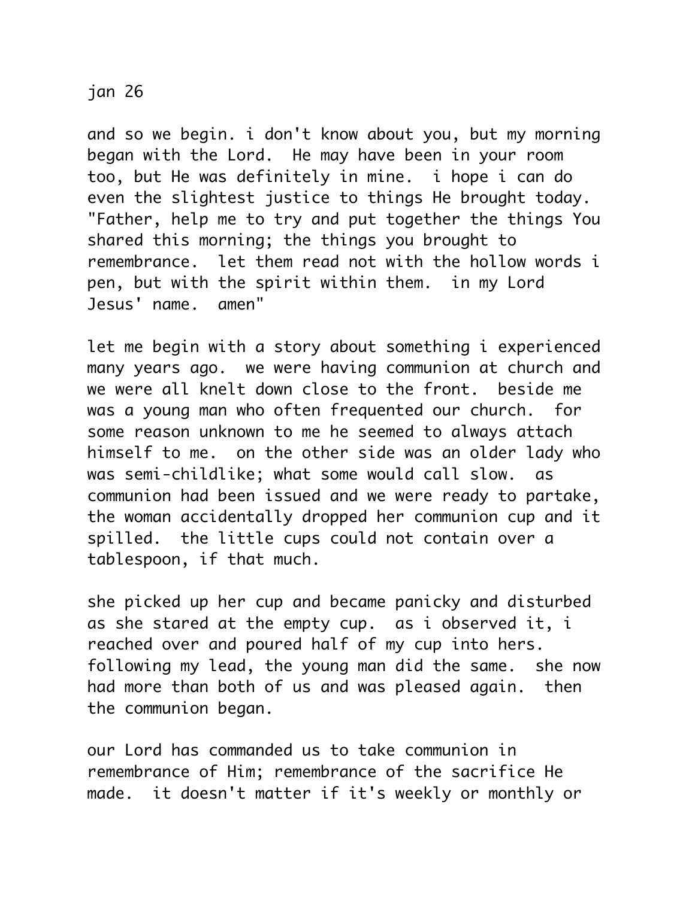jan 26

and so we begin. i don't know about you, but my morning began with the Lord. He may have been in your room too, but He was definitely in mine. i hope i can do even the slightest justice to things He brought today. "Father, help me to try and put together the things You shared this morning; the things you brought to remembrance. let them read not with the hollow words i pen, but with the spirit within them. in my Lord Jesus' name. amen"

let me begin with a story about something i experienced many years ago. we were having communion at church and we were all knelt down close to the front. beside me was a young man who often frequented our church. for some reason unknown to me he seemed to always attach himself to me. on the other side was an older lady who was semi-childlike; what some would call slow. as communion had been issued and we were ready to partake, the woman accidentally dropped her communion cup and it spilled. the little cups could not contain over a tablespoon, if that much.

she picked up her cup and became panicky and disturbed as she stared at the empty cup. as i observed it, i reached over and poured half of my cup into hers. following my lead, the young man did the same. she now had more than both of us and was pleased again. then the communion began.

our Lord has commanded us to take communion in remembrance of Him; remembrance of the sacrifice He made. it doesn't matter if it's weekly or monthly or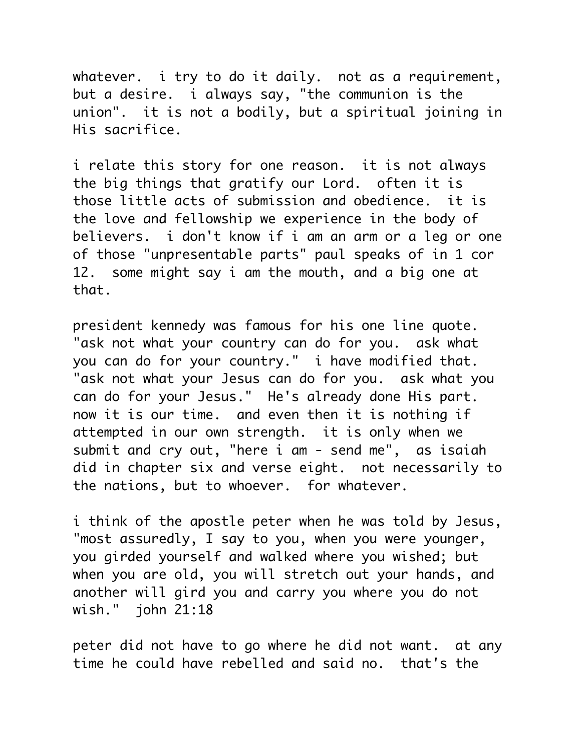whatever. i try to do it daily. not as a requirement, but a desire. i always say, "the communion is the union". it is not a bodily, but a spiritual joining in His sacrifice.

i relate this story for one reason. it is not always the big things that gratify our Lord. often it is those little acts of submission and obedience. it is the love and fellowship we experience in the body of believers. i don't know if i am an arm or a leg or one of those "unpresentable parts" paul speaks of in 1 cor 12. some might say i am the mouth, and a big one at that.

president kennedy was famous for his one line quote. "ask not what your country can do for you. ask what you can do for your country." i have modified that. "ask not what your Jesus can do for you. ask what you can do for your Jesus." He's already done His part. now it is our time. and even then it is nothing if attempted in our own strength. it is only when we submit and cry out, "here i am - send me", as isaiah did in chapter six and verse eight. not necessarily to the nations, but to whoever. for whatever.

i think of the apostle peter when he was told by Jesus, "most assuredly, I say to you, when you were younger, you girded yourself and walked where you wished; but when you are old, you will stretch out your hands, and another will gird you and carry you where you do not wish." john 21:18

peter did not have to go where he did not want. at any time he could have rebelled and said no. that's the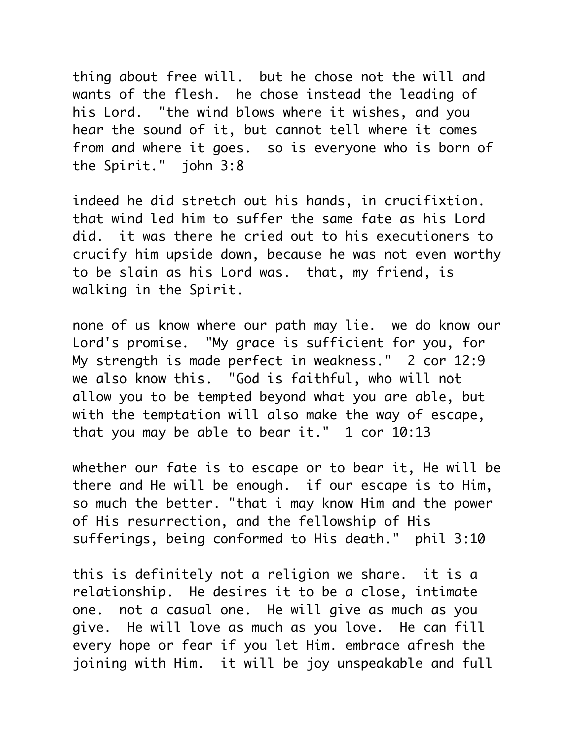thing about free will. but he chose not the will and wants of the flesh. he chose instead the leading of his Lord. "the wind blows where it wishes, and you hear the sound of it, but cannot tell where it comes from and where it goes. so is everyone who is born of the Spirit." john 3:8

indeed he did stretch out his hands, in crucifixtion. that wind led him to suffer the same fate as his Lord did. it was there he cried out to his executioners to crucify him upside down, because he was not even worthy to be slain as his Lord was. that, my friend, is walking in the Spirit.

none of us know where our path may lie. we do know our Lord's promise. "My grace is sufficient for you, for My strength is made perfect in weakness." 2 cor 12:9 we also know this. "God is faithful, who will not allow you to be tempted beyond what you are able, but with the temptation will also make the way of escape, that you may be able to bear it." 1 cor 10:13

whether our fate is to escape or to bear it, He will be there and He will be enough. if our escape is to Him, so much the better. "that i may know Him and the power of His resurrection, and the fellowship of His sufferings, being conformed to His death." phil 3:10

this is definitely not a religion we share. it is a relationship. He desires it to be a close, intimate one. not a casual one. He will give as much as you give. He will love as much as you love. He can fill every hope or fear if you let Him. embrace afresh the joining with Him. it will be joy unspeakable and full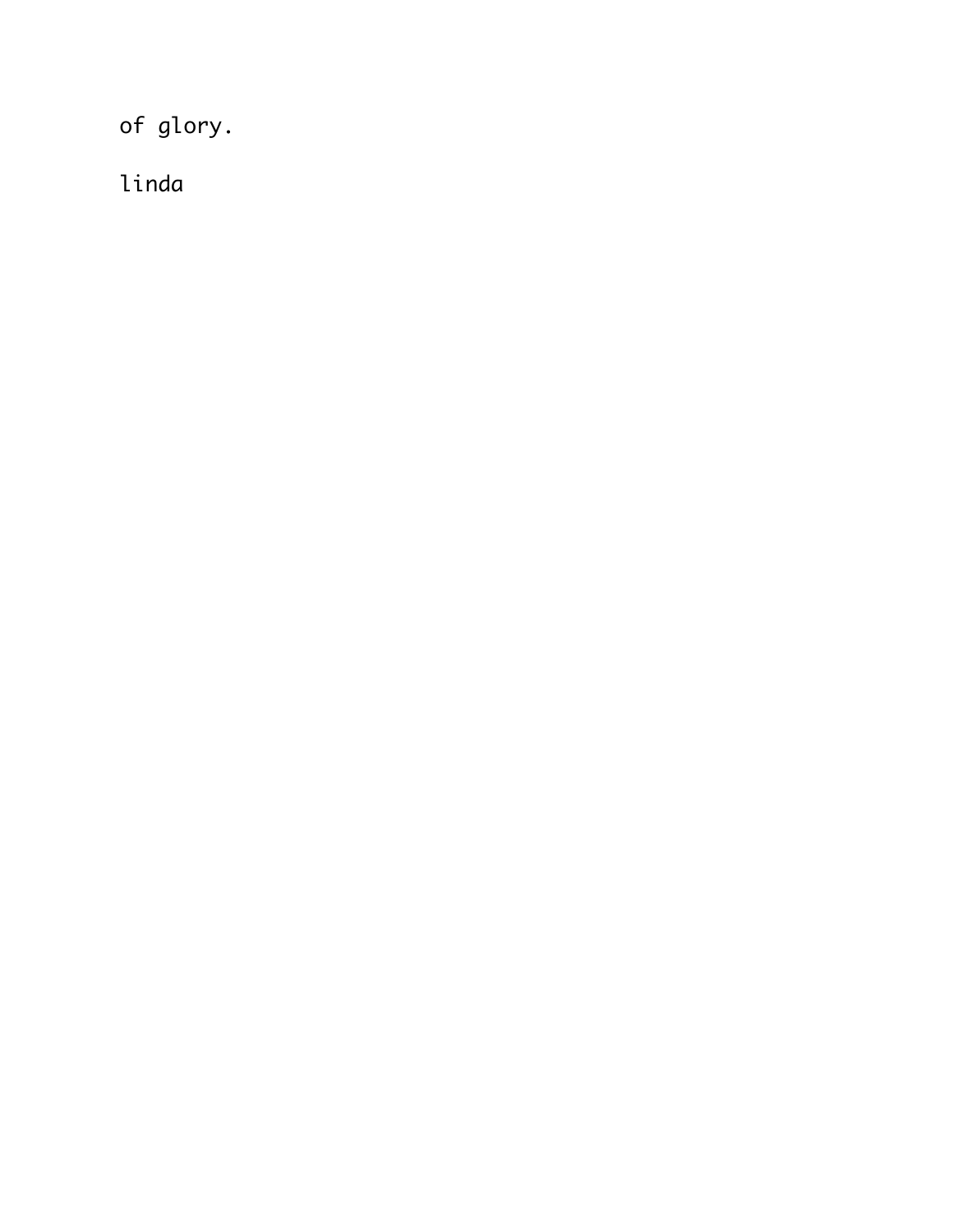of glory.

linda